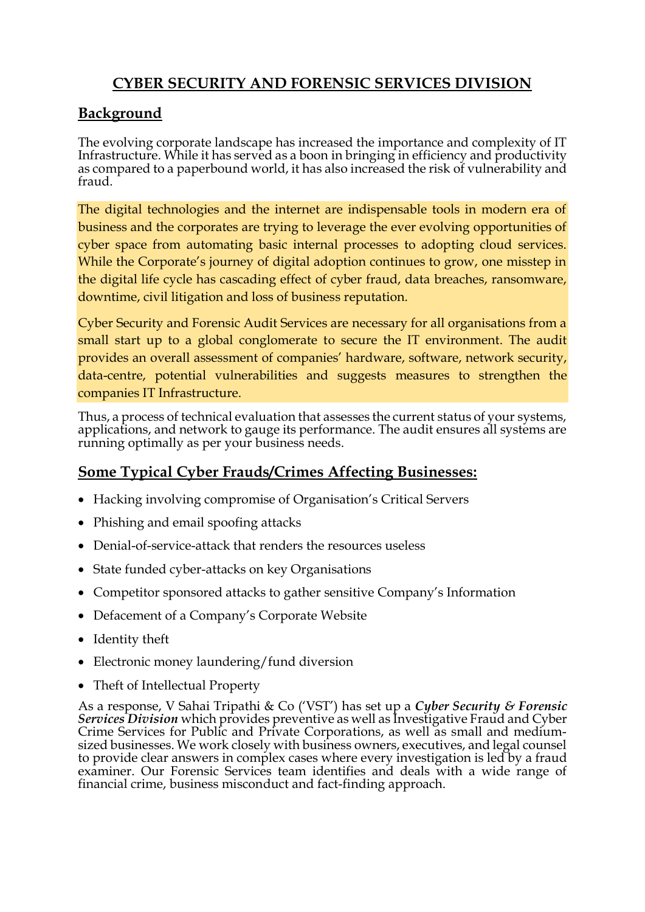# CYBER SECURITY AND FORENSIC SERVICES DIVISION

## Background

The evolving corporate landscape has increased the importance and complexity of IT Infrastructure. While it has served as a boon in bringing in efficiency and productivity as compared to a paperbound world, it has also increased the risk of vulnerability and fraud.

The digital technologies and the internet are indispensable tools in modern era of business and the corporates are trying to leverage the ever evolving opportunities of cyber space from automating basic internal processes to adopting cloud services. While the Corporate's journey of digital adoption continues to grow, one misstep in the digital life cycle has cascading effect of cyber fraud, data breaches, ransomware, downtime, civil litigation and loss of business reputation.

Cyber Security and Forensic Audit Services are necessary for all organisations from a small start up to a global conglomerate to secure the IT environment. The audit provides an overall assessment of companies' hardware, software, network security, data-centre, potential vulnerabilities and suggests measures to strengthen the companies IT Infrastructure.

Thus, a process of technical evaluation that assesses the current status of your systems, applications, and network to gauge its performance. The audit ensures all systems are running optimally as per your business needs.

## Some Typical Cyber Frauds/Crimes Affecting Businesses:

- Hacking involving compromise of Organisation's Critical Servers
- Phishing and email spoofing attacks
- Denial-of-service-attack that renders the resources useless
- State funded cyber-attacks on key Organisations
- Competitor sponsored attacks to gather sensitive Company's Information
- Defacement of a Company's Corporate Website
- Identity theft
- Electronic money laundering/fund diversion
- Theft of Intellectual Property

As a response, V Sahai Tripathi & Co ('VST') has set up a ***Cyber Security & Forensic Services Division*** which provides preventive as well as Investigative Fraud and Cyber Crime Services for Public and Private Corporations, as well as small and medium-sized businesses. We work closely with business owners, executives, and legal counsel to provide clear answers in complex cases where every investigation is led by a fraud examiner. Our Forensic Services team identifies and deals with a wide range of financial crime, business misconduct and fact-finding approach.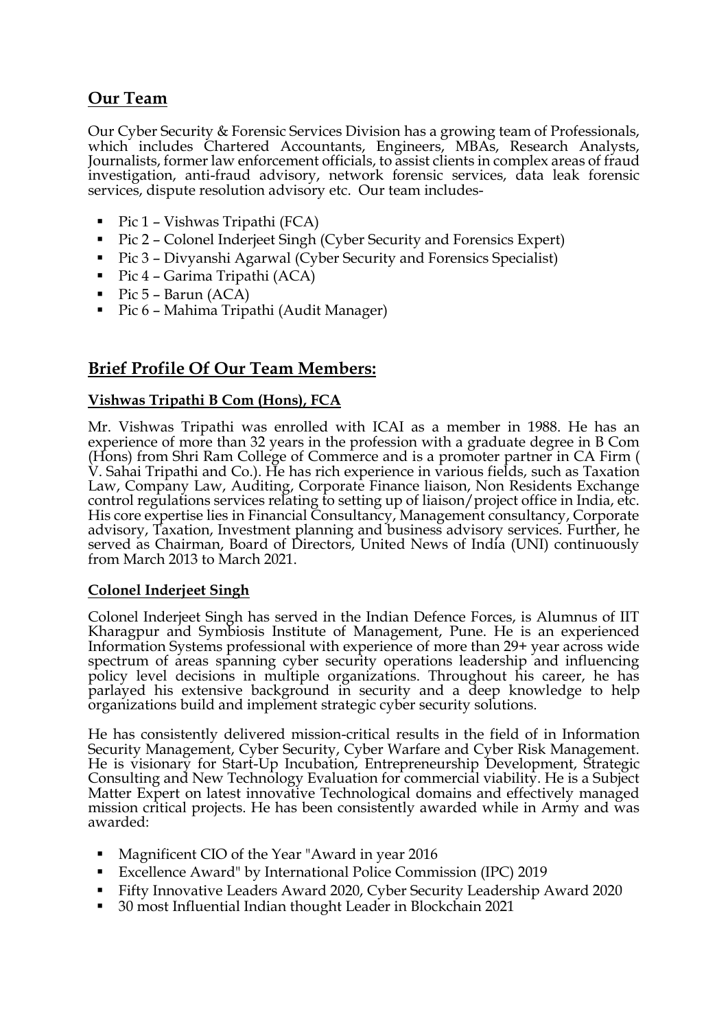## Our Team

Our Cyber Security & Forensic Services Division has a growing team of Professionals, which includes Chartered Accountants, Engineers, MBAs, Research Analysts, Journalists, former law enforcement officials, to assist clients in complex areas of fraud investigation, anti-fraud advisory, network forensic services, data leak forensic services, dispute resolution advisory etc. Our team includes-

- Pic 1 – Vishwas Tripathi (FCA)
- Pic 2 – Colonel Inderjeet Singh (Cyber Security and Forensics Expert)
- Pic 3 – Divyanshi Agarwal (Cyber Security and Forensics Specialist)
- Pic 4 – Garima Tripathi (ACA)
- Pic 5 – Barun (ACA)
- Pic 6 – Mahima Tripathi (Audit Manager)

## Brief Profile Of Our Team Members:

### Vishwas Tripathi B Com (Hons), FCA

Mr. Vishwas Tripathi was enrolled with ICAI as a member in 1988. He has an experience of more than 32 years in the profession with a graduate degree in B Com (Hons) from Shri Ram College of Commerce and is a promoter partner in CA Firm ( V. Sahai Tripathi and Co.). He has rich experience in various fields, such as Taxation Law, Company Law, Auditing, Corporate Finance liaison, Non Residents Exchange control regulations services relating to setting up of liaison/project office in India, etc. His core expertise lies in Financial Consultancy, Management consultancy, Corporate advisory, Taxation, Investment planning and business advisory services. Further, he served as Chairman, Board of Directors, United News of India (UNI) continuously from March 2013 to March 2021.

### Colonel Inderjeet Singh

Colonel Inderjeet Singh has served in the Indian Defence Forces, is Alumnus of IIT Kharagpur and Symbiosis Institute of Management, Pune. He is an experienced Information Systems professional with experience of more than 29+ year across wide spectrum of areas spanning cyber security operations leadership and influencing policy level decisions in multiple organizations. Throughout his career, he has parlayed his extensive background in security and a deep knowledge to help organizations build and implement strategic cyber security solutions.

He has consistently delivered mission-critical results in the field of in Information Security Management, Cyber Security, Cyber Warfare and Cyber Risk Management. He is visionary for Start-Up Incubation, Entrepreneurship Development, Strategic Consulting and New Technology Evaluation for commercial viability. He is a Subject Matter Expert on latest innovative Technological domains and effectively managed mission critical projects. He has been consistently awarded while in Army and was awarded:

- Magnificent CIO of the Year "Award in year 2016
- Excellence Award" by International Police Commission (IPC) 2019
- Fifty Innovative Leaders Award 2020, Cyber Security Leadership Award 2020
- 30 most Influential Indian thought Leader in Blockchain 2021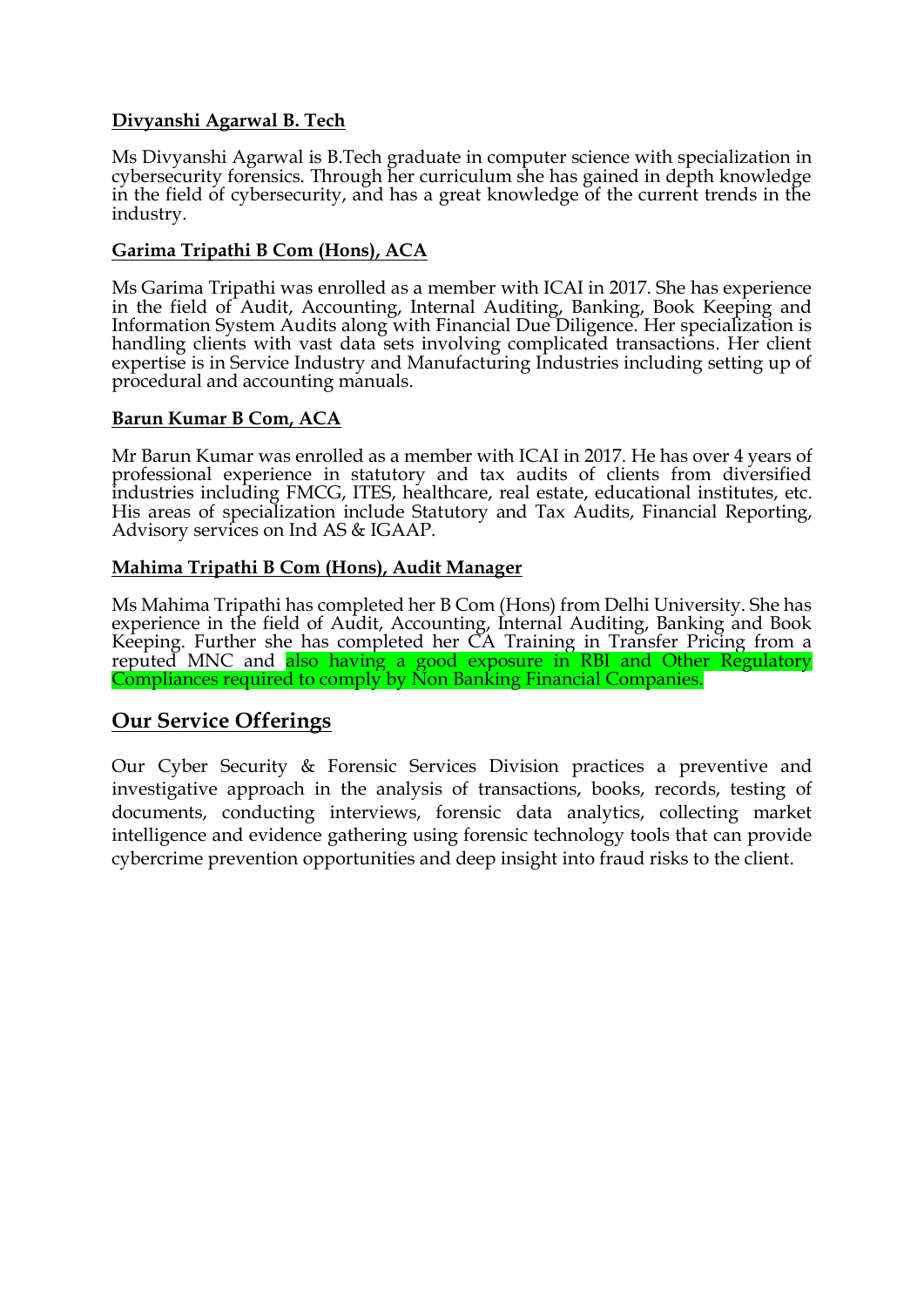**Divyanshi Agarwal B. Tech**

Ms Divyanshi Agarwal is B.Tech graduate in computer science with specialization in cybersecurity forensics. Through her curriculum she has gained in depth knowledge in the field of cybersecurity, and has a great knowledge of the current trends in the industry.

**Garima Tripathi B Com (Hons), ACA**

Ms Garima Tripathi was enrolled as a member with ICAI in 2017. She has experience in the field of Audit, Accounting, Internal Auditing, Banking, Book Keeping and Information System Audits along with Financial Due Diligence. Her specialization is handling clients with vast data sets involving complicated transactions. Her client expertise is in Service Industry and Manufacturing Industries including setting up of procedural and accounting manuals.

**Barun Kumar B Com, ACA**

Mr Barun Kumar was enrolled as a member with ICAI in 2017. He has over 4 years of professional experience in statutory and tax audits of clients from diversified industries including FMCG, ITES, healthcare, real estate, educational institutes, etc. His areas of specialization include Statutory and Tax Audits, Financial Reporting, Advisory services on Ind AS & IGAAP.

**Mahima Tripathi B Com (Hons), Audit Manager**

Ms Mahima Tripathi has completed her B Com (Hons) from Delhi University. She has experience in the field of Audit, Accounting, Internal Auditing, Banking and Book Keeping. Further she has completed her CA Training in Transfer Pricing from a reputed MNC and also having a good exposure in RBI and Other Regulatory Compliances required to comply by Non Banking Financial Companies.

## Our Service Offerings

Our Cyber Security & Forensic Services Division practices a preventive and investigative approach in the analysis of transactions, books, records, testing of documents, conducting interviews, forensic data analytics, collecting market intelligence and evidence gathering using forensic technology tools that can provide cybercrime prevention opportunities and deep insight into fraud risks to the client.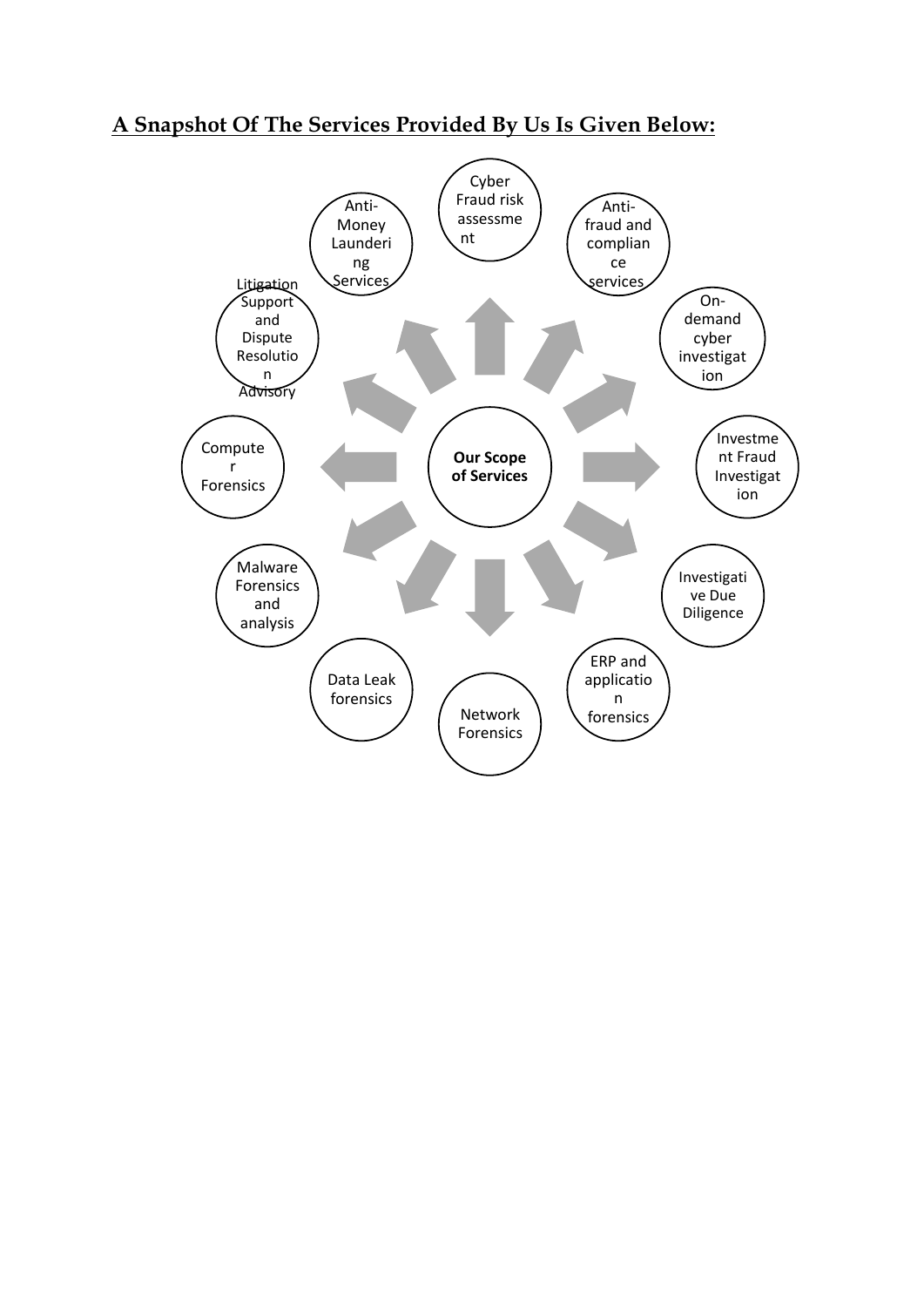## A Snapshot Of The Services Provided By Us Is Given Below:

**Our Scope of Services**

- Cyber Fraud risk assessment
- Anti-fraud and compliance services
- On-demand cyber investigation
- Investment Fraud Investigation
- Investigative Due Diligence
- ERP and application forensics
- Network Forensics
- Data Leak forensics
- Malware Forensics and analysis
- Computer Forensics
- Litigation Support and Dispute Resolution Advisory
- Anti-Money Laundering Services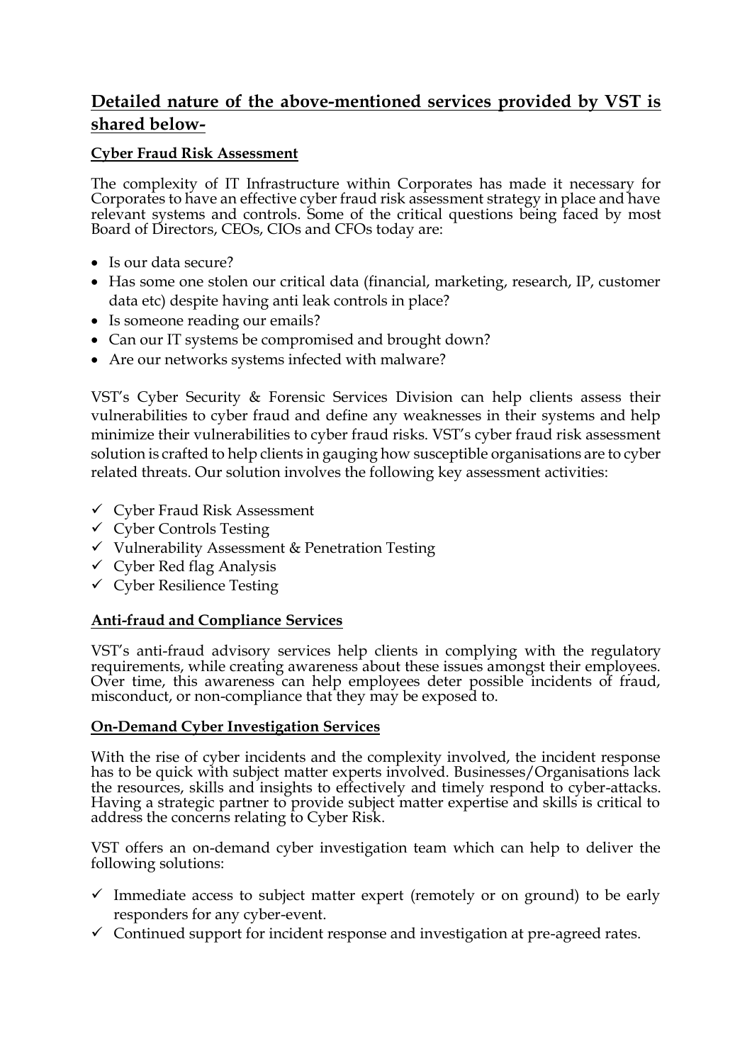## Detailed nature of the above-mentioned services provided by VST is shared below-

### Cyber Fraud Risk Assessment

The complexity of IT Infrastructure within Corporates has made it necessary for Corporates to have an effective cyber fraud risk assessment strategy in place and have relevant systems and controls. Some of the critical questions being faced by most Board of Directors, CEOs, CIOs and CFOs today are:

- Is our data secure?
- Has some one stolen our critical data (financial, marketing, research, IP, customer data etc) despite having anti leak controls in place?
- Is someone reading our emails?
- Can our IT systems be compromised and brought down?
- Are our networks systems infected with malware?

VST's Cyber Security & Forensic Services Division can help clients assess their vulnerabilities to cyber fraud and define any weaknesses in their systems and help minimize their vulnerabilities to cyber fraud risks. VST's cyber fraud risk assessment solution is crafted to help clients in gauging how susceptible organisations are to cyber related threats. Our solution involves the following key assessment activities:

- ✓ Cyber Fraud Risk Assessment
- ✓ Cyber Controls Testing
- ✓ Vulnerability Assessment & Penetration Testing
- ✓ Cyber Red flag Analysis
- ✓ Cyber Resilience Testing

### Anti-fraud and Compliance Services

VST's anti-fraud advisory services help clients in complying with the regulatory requirements, while creating awareness about these issues amongst their employees. Over time, this awareness can help employees deter possible incidents of fraud, misconduct, or non-compliance that they may be exposed to.

### On-Demand Cyber Investigation Services

With the rise of cyber incidents and the complexity involved, the incident response has to be quick with subject matter experts involved. Businesses/Organisations lack the resources, skills and insights to effectively and timely respond to cyber-attacks. Having a strategic partner to provide subject matter expertise and skills is critical to address the concerns relating to Cyber Risk.

VST offers an on-demand cyber investigation team which can help to deliver the following solutions:

- ✓ Immediate access to subject matter expert (remotely or on ground) to be early responders for any cyber-event.
- ✓ Continued support for incident response and investigation at pre-agreed rates.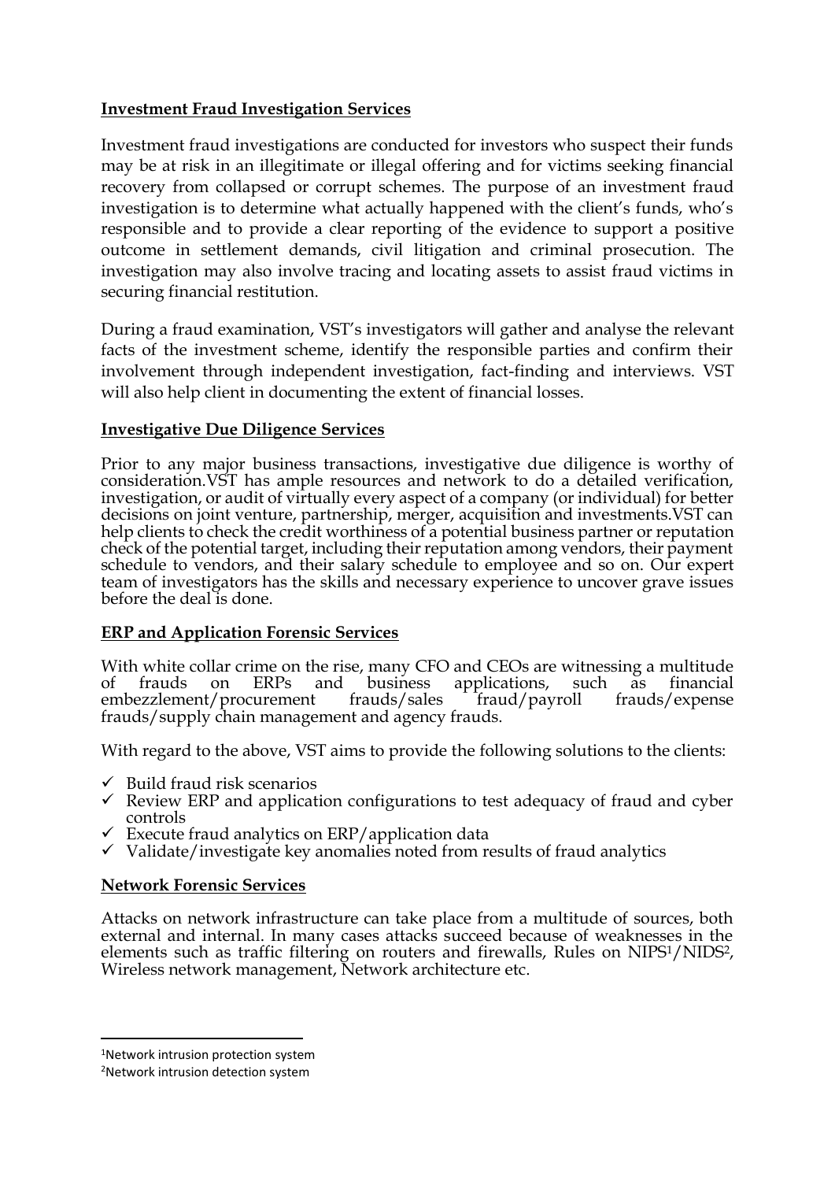**Investment Fraud Investigation Services**

Investment fraud investigations are conducted for investors who suspect their funds may be at risk in an illegitimate or illegal offering and for victims seeking financial recovery from collapsed or corrupt schemes. The purpose of an investment fraud investigation is to determine what actually happened with the client's funds, who's responsible and to provide a clear reporting of the evidence to support a positive outcome in settlement demands, civil litigation and criminal prosecution. The investigation may also involve tracing and locating assets to assist fraud victims in securing financial restitution.

During a fraud examination, VST's investigators will gather and analyse the relevant facts of the investment scheme, identify the responsible parties and confirm their involvement through independent investigation, fact-finding and interviews. VST will also help client in documenting the extent of financial losses.

**Investigative Due Diligence Services**

Prior to any major business transactions, investigative due diligence is worthy of consideration.VST has ample resources and network to do a detailed verification, investigation, or audit of virtually every aspect of a company (or individual) for better decisions on joint venture, partnership, merger, acquisition and investments.VST can help clients to check the credit worthiness of a potential business partner or reputation check of the potential target, including their reputation among vendors, their payment schedule to vendors, and their salary schedule to employee and so on. Our expert team of investigators has the skills and necessary experience to uncover grave issues before the deal is done.

**ERP and Application Forensic Services**

With white collar crime on the rise, many CFO and CEOs are witnessing a multitude of frauds on ERPs and business applications, such as financial embezzlement/procurement frauds/sales fraud/payroll frauds/expense frauds/supply chain management and agency frauds.

With regard to the above, VST aims to provide the following solutions to the clients:

- ✓ Build fraud risk scenarios
- ✓ Review ERP and application configurations to test adequacy of fraud and cyber controls
- ✓ Execute fraud analytics on ERP/application data
- ✓ Validate/investigate key anomalies noted from results of fraud analytics

**Network Forensic Services**

Attacks on network infrastructure can take place from a multitude of sources, both external and internal. In many cases attacks succeed because of weaknesses in the elements such as traffic filtering on routers and firewalls, Rules on NIPS[1]/NIDS[2], Wireless network management, Network architecture etc.

---

[1]Network intrusion protection system

[2]Network intrusion detection system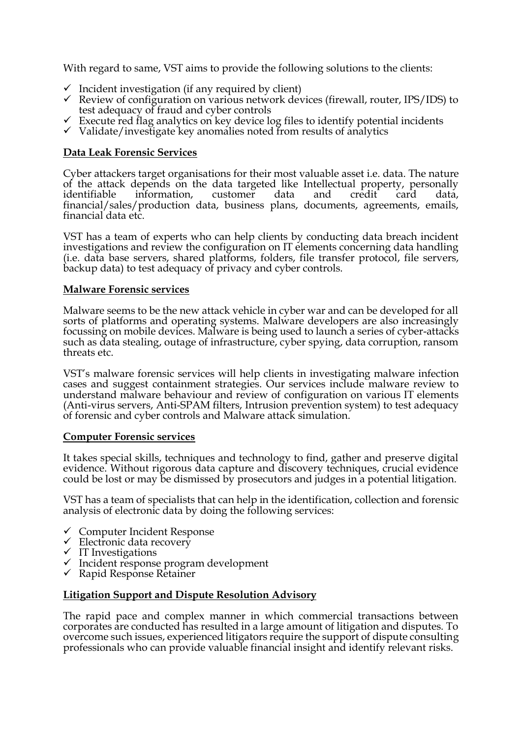With regard to same, VST aims to provide the following solutions to the clients:

- ✓ Incident investigation (if any required by client)
- ✓ Review of configuration on various network devices (firewall, router, IPS/IDS) to test adequacy of fraud and cyber controls
- ✓ Execute red flag analytics on key device log files to identify potential incidents
- ✓ Validate/investigate key anomalies noted from results of analytics

**Data Leak Forensic Services**

Cyber attackers target organisations for their most valuable asset i.e. data. The nature of the attack depends on the data targeted like Intellectual property, personally identifiable information, customer data and credit card data, financial/sales/production data, business plans, documents, agreements, emails, financial data etc.

VST has a team of experts who can help clients by conducting data breach incident investigations and review the configuration on IT elements concerning data handling (i.e. data base servers, shared platforms, folders, file transfer protocol, file servers, backup data) to test adequacy of privacy and cyber controls.

**Malware Forensic services**

Malware seems to be the new attack vehicle in cyber war and can be developed for all sorts of platforms and operating systems. Malware developers are also increasingly focussing on mobile devices. Malware is being used to launch a series of cyber-attacks such as data stealing, outage of infrastructure, cyber spying, data corruption, ransom threats etc.

VST's malware forensic services will help clients in investigating malware infection cases and suggest containment strategies. Our services include malware review to understand malware behaviour and review of configuration on various IT elements (Anti-virus servers, Anti-SPAM filters, Intrusion prevention system) to test adequacy of forensic and cyber controls and Malware attack simulation.

**Computer Forensic services**

It takes special skills, techniques and technology to find, gather and preserve digital evidence. Without rigorous data capture and discovery techniques, crucial evidence could be lost or may be dismissed by prosecutors and judges in a potential litigation.

VST has a team of specialists that can help in the identification, collection and forensic analysis of electronic data by doing the following services:

- ✓ Computer Incident Response
- ✓ Electronic data recovery
- ✓ IT Investigations
- ✓ Incident response program development
- ✓ Rapid Response Retainer

**Litigation Support and Dispute Resolution Advisory**

The rapid pace and complex manner in which commercial transactions between corporates are conducted has resulted in a large amount of litigation and disputes. To overcome such issues, experienced litigators require the support of dispute consulting professionals who can provide valuable financial insight and identify relevant risks.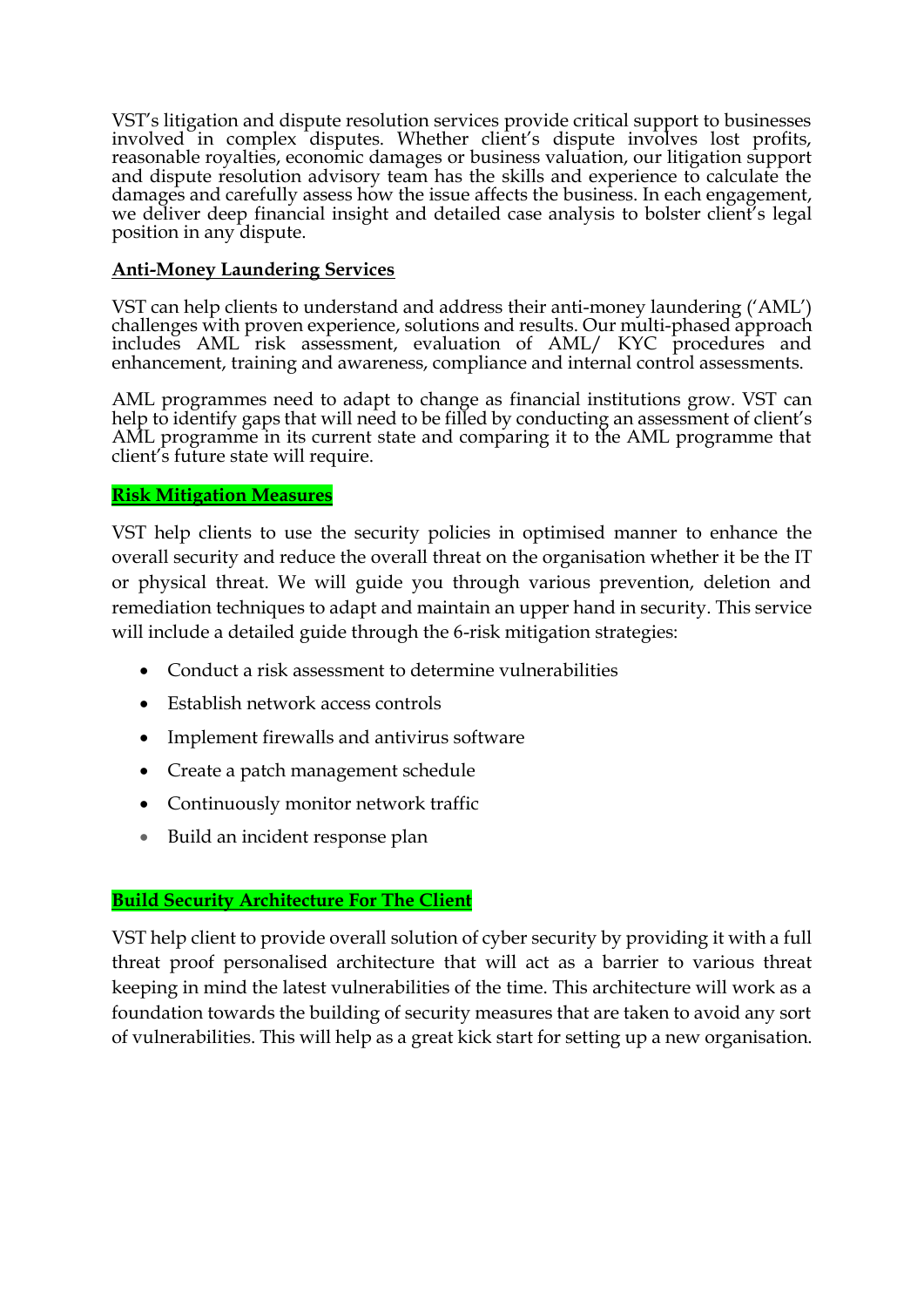VST's litigation and dispute resolution services provide critical support to businesses involved in complex disputes. Whether client's dispute involves lost profits, reasonable royalties, economic damages or business valuation, our litigation support and dispute resolution advisory team has the skills and experience to calculate the damages and carefully assess how the issue affects the business. In each engagement, we deliver deep financial insight and detailed case analysis to bolster client's legal position in any dispute.

**Anti-Money Laundering Services**

VST can help clients to understand and address their anti-money laundering ('AML') challenges with proven experience, solutions and results. Our multi-phased approach includes AML risk assessment, evaluation of AML/ KYC procedures and enhancement, training and awareness, compliance and internal control assessments.

AML programmes need to adapt to change as financial institutions grow. VST can help to identify gaps that will need to be filled by conducting an assessment of client's AML programme in its current state and comparing it to the AML programme that client's future state will require.

**Risk Mitigation Measures**

VST help clients to use the security policies in optimised manner to enhance the overall security and reduce the overall threat on the organisation whether it be the IT or physical threat. We will guide you through various prevention, deletion and remediation techniques to adapt and maintain an upper hand in security. This service will include a detailed guide through the 6-risk mitigation strategies:

- Conduct a risk assessment to determine vulnerabilities
- Establish network access controls
- Implement firewalls and antivirus software
- Create a patch management schedule
- Continuously monitor network traffic
- Build an incident response plan

**Build Security Architecture For The Client**

VST help client to provide overall solution of cyber security by providing it with a full threat proof personalised architecture that will act as a barrier to various threat keeping in mind the latest vulnerabilities of the time. This architecture will work as a foundation towards the building of security measures that are taken to avoid any sort of vulnerabilities. This will help as a great kick start for setting up a new organisation.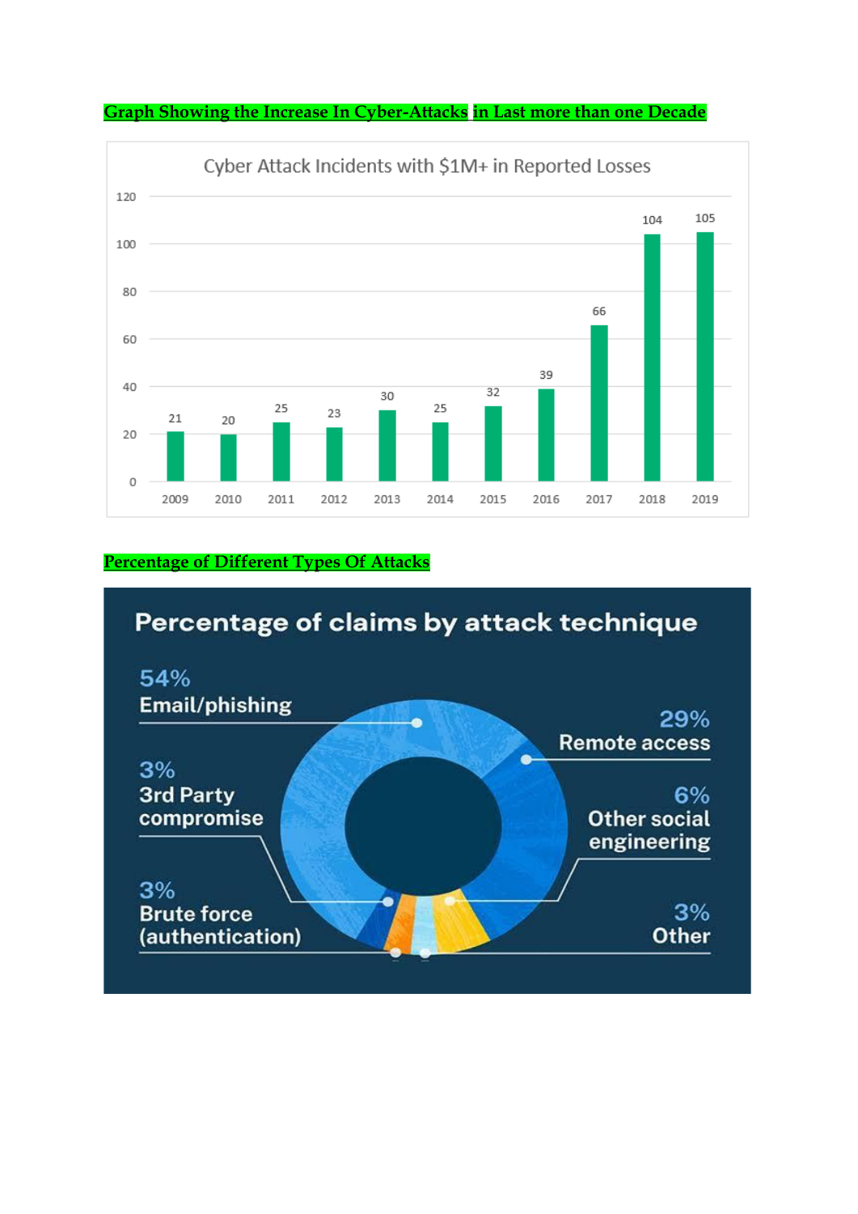**Graph Showing the Increase In Cyber-Attacks in Last more than one Decade**

Cyber Attack Incidents with $1M+ in Reported Losses

120
100
80
60
40
20
0

21 20 25 23 30 25 32 39 66 104 105

2009 2010 2011 2012 2013 2014 2015 2016 2017 2018 2019

**Percentage of Different Types Of Attacks**

Percentage of claims by attack technique

54%
Email/phishing

29%
Remote access

3%
3rd Party compromise

6%
Other social engineering

3%
Brute force (authentication)

3%
Other